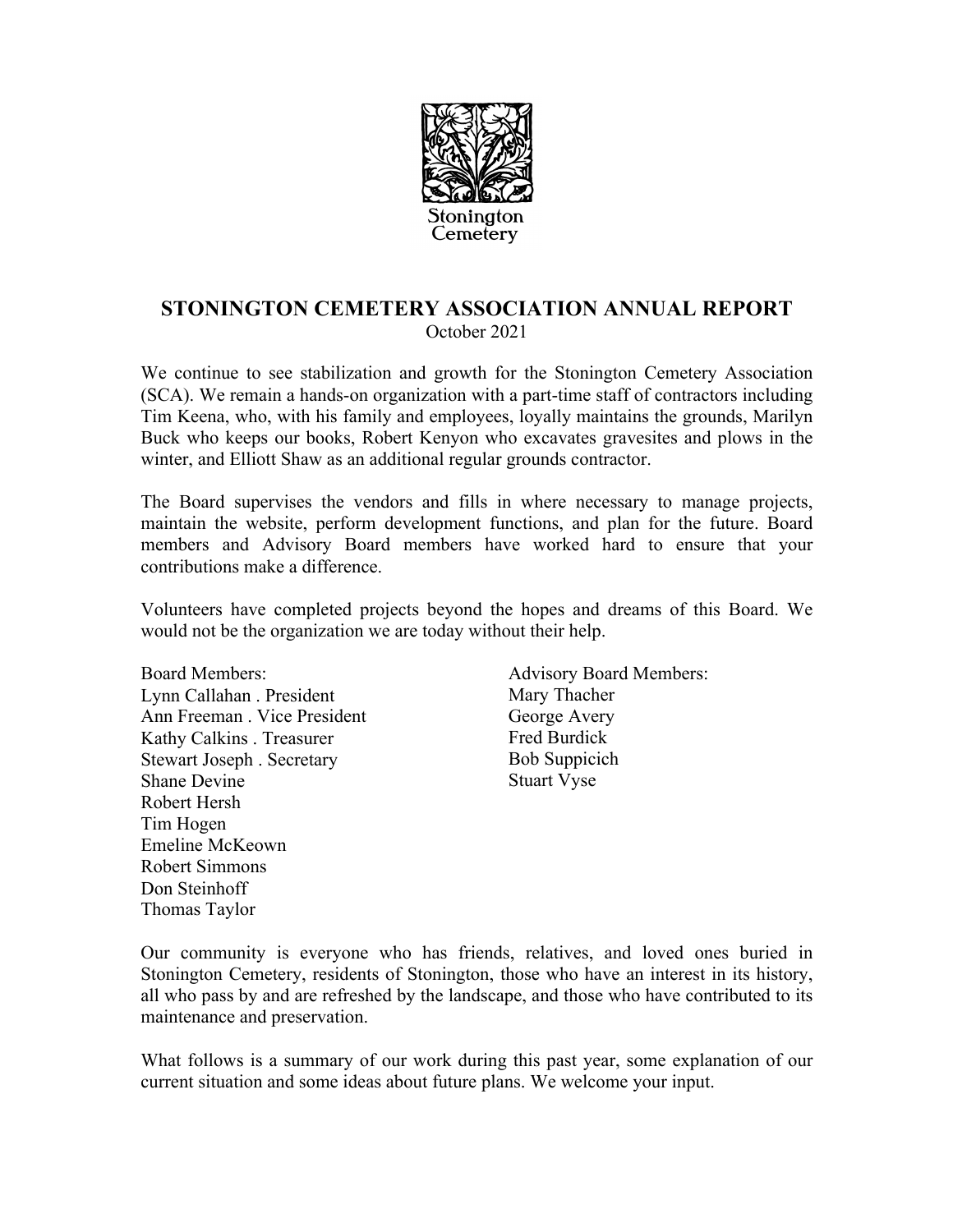Stonington Cemetery

# STONINGTON CEMETERY ASSOCIATION ANNUAL REPORT

October 2021

We continue to see stabilization and growth for the Stonington Cemetery Association (SCA). We remain a hands-on organization with a part-time staff of contractors including Tim Keena, who, with his family and employees, loyally maintains the grounds, Marilyn Buck who keeps our books, Robert Kenyon who excavates gravesites and plows in the winter, and Elliott Shaw as an additional regular grounds contractor.

The Board supervises the vendors and fills in where necessary to manage projects, maintain the website, perform development functions, and plan for the future. Board members and Advisory Board members have worked hard to ensure that your contributions make a difference.

Volunteers have completed projects beyond the hopes and dreams of this Board. We would not be the organization we are today without their help.

Board Members:
Lynn Callahan . President
Ann Freeman . Vice President
Kathy Calkins . Treasurer
Stewart Joseph . Secretary
Shane Devine
Robert Hersh
Tim Hogen
Emeline McKeown
Robert Simmons
Don Steinhoff
Thomas Taylor

Advisory Board Members:
Mary Thacher
George Avery
Fred Burdick
Bob Suppicich
Stuart Vyse

Our community is everyone who has friends, relatives, and loved ones buried in Stonington Cemetery, residents of Stonington, those who have an interest in its history, all who pass by and are refreshed by the landscape, and those who have contributed to its maintenance and preservation.

What follows is a summary of our work during this past year, some explanation of our current situation and some ideas about future plans. We welcome your input.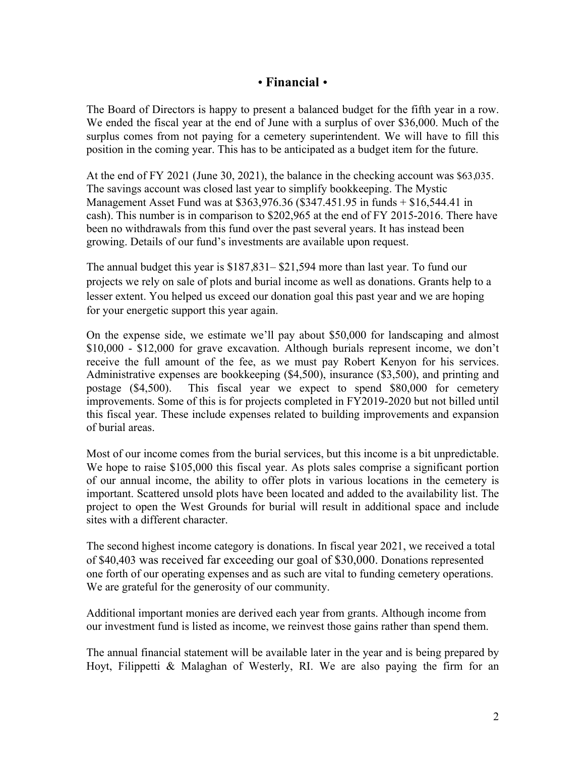# • Financial •

The Board of Directors is happy to present a balanced budget for the fifth year in a row. We ended the fiscal year at the end of June with a surplus of over $36,000. Much of the surplus comes from not paying for a cemetery superintendent. We will have to fill this position in the coming year. This has to be anticipated as a budget item for the future.

At the end of FY 2021 (June 30, 2021), the balance in the checking account was $63,035. The savings account was closed last year to simplify bookkeeping. The Mystic Management Asset Fund was at $363,976.36 ($347.451.95 in funds + $16,544.41 in cash). This number is in comparison to $202,965 at the end of FY 2015-2016. There have been no withdrawals from this fund over the past several years. It has instead been growing. Details of our fund's investments are available upon request.

The annual budget this year is $187,831– $21,594 more than last year. To fund our projects we rely on sale of plots and burial income as well as donations. Grants help to a lesser extent. You helped us exceed our donation goal this past year and we are hoping for your energetic support this year again.

On the expense side, we estimate we'll pay about $50,000 for landscaping and almost $10,000 - $12,000 for grave excavation. Although burials represent income, we don't receive the full amount of the fee, as we must pay Robert Kenyon for his services. Administrative expenses are bookkeeping ($4,500), insurance ($3,500), and printing and postage ($4,500). This fiscal year we expect to spend $80,000 for cemetery improvements. Some of this is for projects completed in FY2019-2020 but not billed until this fiscal year. These include expenses related to building improvements and expansion of burial areas.

Most of our income comes from the burial services, but this income is a bit unpredictable. We hope to raise $105,000 this fiscal year. As plots sales comprise a significant portion of our annual income, the ability to offer plots in various locations in the cemetery is important. Scattered unsold plots have been located and added to the availability list. The project to open the West Grounds for burial will result in additional space and include sites with a different character.

The second highest income category is donations. In fiscal year 2021, we received a total of $40,403 was received far exceeding our goal of $30,000. Donations represented one forth of our operating expenses and as such are vital to funding cemetery operations. We are grateful for the generosity of our community.

Additional important monies are derived each year from grants. Although income from our investment fund is listed as income, we reinvest those gains rather than spend them.

The annual financial statement will be available later in the year and is being prepared by Hoyt, Filippetti & Malaghan of Westerly, RI. We are also paying the firm for an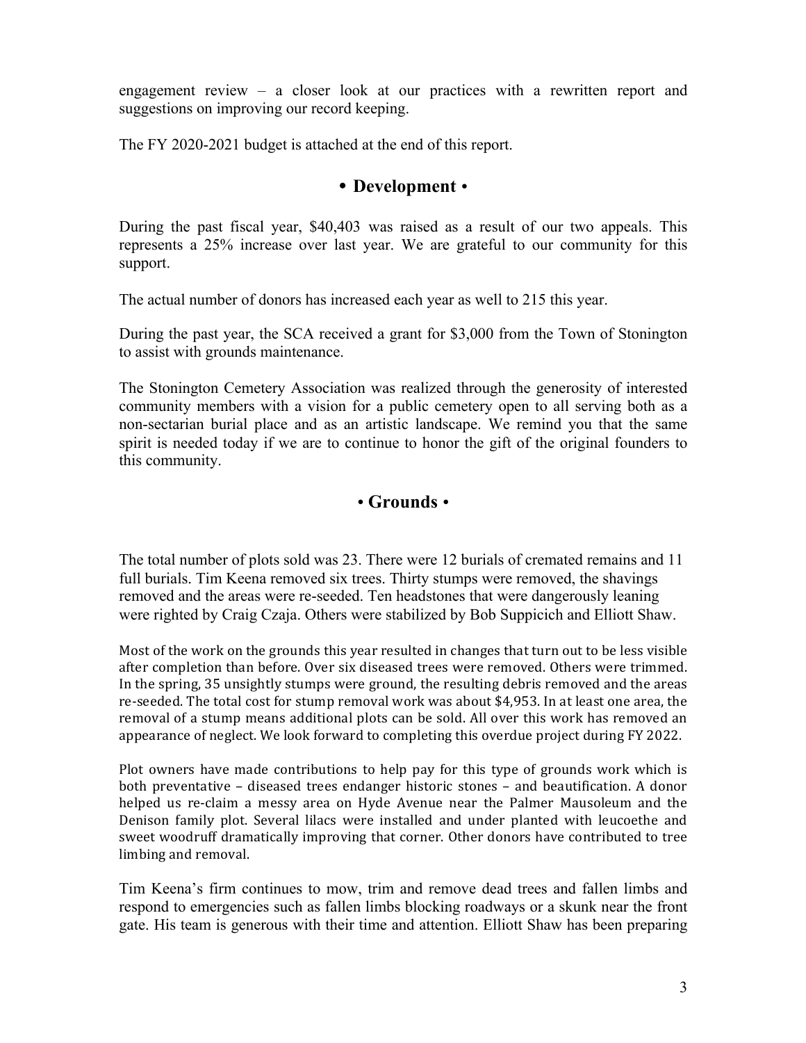engagement review – a closer look at our practices with a rewritten report and suggestions on improving our record keeping.

The FY 2020-2021 budget is attached at the end of this report.

## • Development •

During the past fiscal year, $40,403 was raised as a result of our two appeals. This represents a 25% increase over last year. We are grateful to our community for this support.

The actual number of donors has increased each year as well to 215 this year.

During the past year, the SCA received a grant for $3,000 from the Town of Stonington to assist with grounds maintenance.

The Stonington Cemetery Association was realized through the generosity of interested community members with a vision for a public cemetery open to all serving both as a non-sectarian burial place and as an artistic landscape. We remind you that the same spirit is needed today if we are to continue to honor the gift of the original founders to this community.

## • Grounds •

The total number of plots sold was 23. There were 12 burials of cremated remains and 11 full burials. Tim Keena removed six trees. Thirty stumps were removed, the shavings removed and the areas were re-seeded. Ten headstones that were dangerously leaning were righted by Craig Czaja. Others were stabilized by Bob Suppicich and Elliott Shaw.

Most of the work on the grounds this year resulted in changes that turn out to be less visible after completion than before. Over six diseased trees were removed. Others were trimmed. In the spring, 35 unsightly stumps were ground, the resulting debris removed and the areas re-seeded. The total cost for stump removal work was about $4,953. In at least one area, the removal of a stump means additional plots can be sold. All over this work has removed an appearance of neglect. We look forward to completing this overdue project during FY 2022.

Plot owners have made contributions to help pay for this type of grounds work which is both preventative – diseased trees endanger historic stones – and beautification. A donor helped us re-claim a messy area on Hyde Avenue near the Palmer Mausoleum and the Denison family plot. Several lilacs were installed and under planted with leucoethe and sweet woodruff dramatically improving that corner. Other donors have contributed to tree limbing and removal.

Tim Keena's firm continues to mow, trim and remove dead trees and fallen limbs and respond to emergencies such as fallen limbs blocking roadways or a skunk near the front gate. His team is generous with their time and attention. Elliott Shaw has been preparing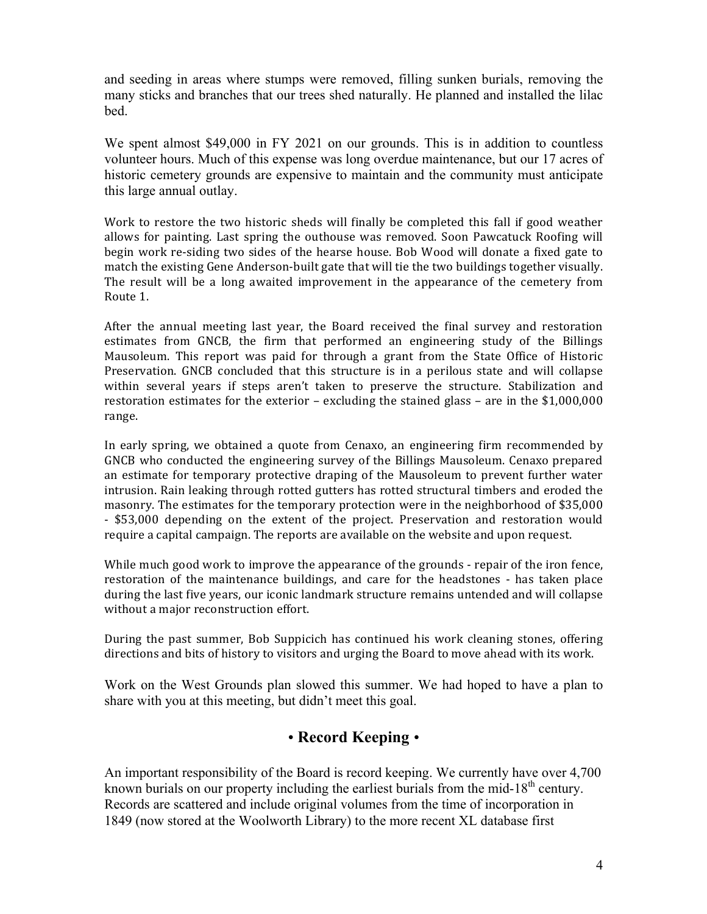and seeding in areas where stumps were removed, filling sunken burials, removing the many sticks and branches that our trees shed naturally. He planned and installed the lilac bed.

We spent almost $49,000 in FY 2021 on our grounds. This is in addition to countless volunteer hours. Much of this expense was long overdue maintenance, but our 17 acres of historic cemetery grounds are expensive to maintain and the community must anticipate this large annual outlay.

Work to restore the two historic sheds will finally be completed this fall if good weather allows for painting. Last spring the outhouse was removed. Soon Pawcatuck Roofing will begin work re-siding two sides of the hearse house. Bob Wood will donate a fixed gate to match the existing Gene Anderson-built gate that will tie the two buildings together visually. The result will be a long awaited improvement in the appearance of the cemetery from Route 1.

After the annual meeting last year, the Board received the final survey and restoration estimates from GNCB, the firm that performed an engineering study of the Billings Mausoleum. This report was paid for through a grant from the State Office of Historic Preservation. GNCB concluded that this structure is in a perilous state and will collapse within several years if steps aren't taken to preserve the structure. Stabilization and restoration estimates for the exterior – excluding the stained glass – are in the $1,000,000 range.

In early spring, we obtained a quote from Cenaxo, an engineering firm recommended by GNCB who conducted the engineering survey of the Billings Mausoleum. Cenaxo prepared an estimate for temporary protective draping of the Mausoleum to prevent further water intrusion. Rain leaking through rotted gutters has rotted structural timbers and eroded the masonry. The estimates for the temporary protection were in the neighborhood of $35,000 - $53,000 depending on the extent of the project. Preservation and restoration would require a capital campaign. The reports are available on the website and upon request.

While much good work to improve the appearance of the grounds - repair of the iron fence, restoration of the maintenance buildings, and care for the headstones - has taken place during the last five years, our iconic landmark structure remains untended and will collapse without a major reconstruction effort.

During the past summer, Bob Suppicich has continued his work cleaning stones, offering directions and bits of history to visitors and urging the Board to move ahead with its work.

Work on the West Grounds plan slowed this summer. We had hoped to have a plan to share with you at this meeting, but didn't meet this goal.

## • Record Keeping •

An important responsibility of the Board is record keeping. We currently have over 4,700 known burials on our property including the earliest burials from the mid-18th century. Records are scattered and include original volumes from the time of incorporation in 1849 (now stored at the Woolworth Library) to the more recent XL database first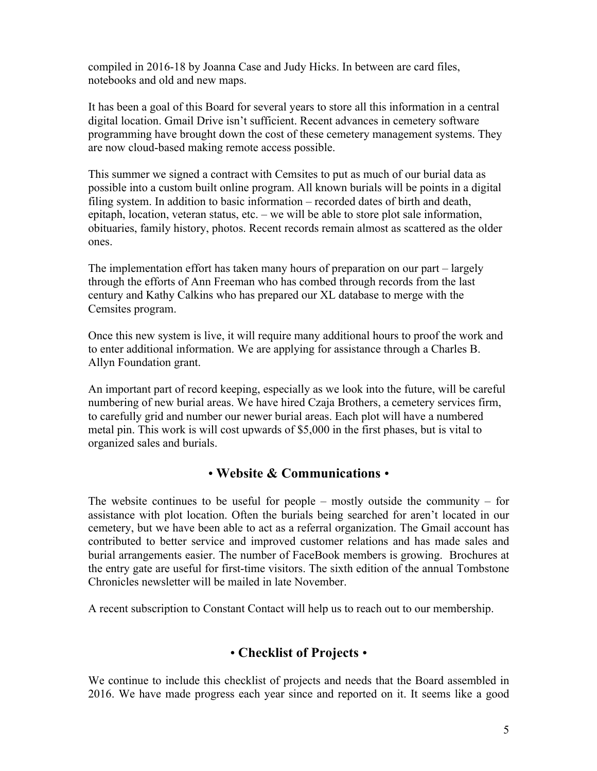compiled in 2016-18 by Joanna Case and Judy Hicks. In between are card files, notebooks and old and new maps.

It has been a goal of this Board for several years to store all this information in a central digital location. Gmail Drive isn't sufficient. Recent advances in cemetery software programming have brought down the cost of these cemetery management systems. They are now cloud-based making remote access possible.

This summer we signed a contract with Cemsites to put as much of our burial data as possible into a custom built online program. All known burials will be points in a digital filing system. In addition to basic information – recorded dates of birth and death, epitaph, location, veteran status, etc. – we will be able to store plot sale information, obituaries, family history, photos. Recent records remain almost as scattered as the older ones.

The implementation effort has taken many hours of preparation on our part – largely through the efforts of Ann Freeman who has combed through records from the last century and Kathy Calkins who has prepared our XL database to merge with the Cemsites program.

Once this new system is live, it will require many additional hours to proof the work and to enter additional information. We are applying for assistance through a Charles B. Allyn Foundation grant.

An important part of record keeping, especially as we look into the future, will be careful numbering of new burial areas. We have hired Czaja Brothers, a cemetery services firm, to carefully grid and number our newer burial areas. Each plot will have a numbered metal pin. This work is will cost upwards of $5,000 in the first phases, but is vital to organized sales and burials.

## • Website & Communications •

The website continues to be useful for people – mostly outside the community – for assistance with plot location. Often the burials being searched for aren't located in our cemetery, but we have been able to act as a referral organization. The Gmail account has contributed to better service and improved customer relations and has made sales and burial arrangements easier. The number of FaceBook members is growing. Brochures at the entry gate are useful for first-time visitors. The sixth edition of the annual Tombstone Chronicles newsletter will be mailed in late November.

A recent subscription to Constant Contact will help us to reach out to our membership.

## • Checklist of Projects •

We continue to include this checklist of projects and needs that the Board assembled in 2016. We have made progress each year since and reported on it. It seems like a good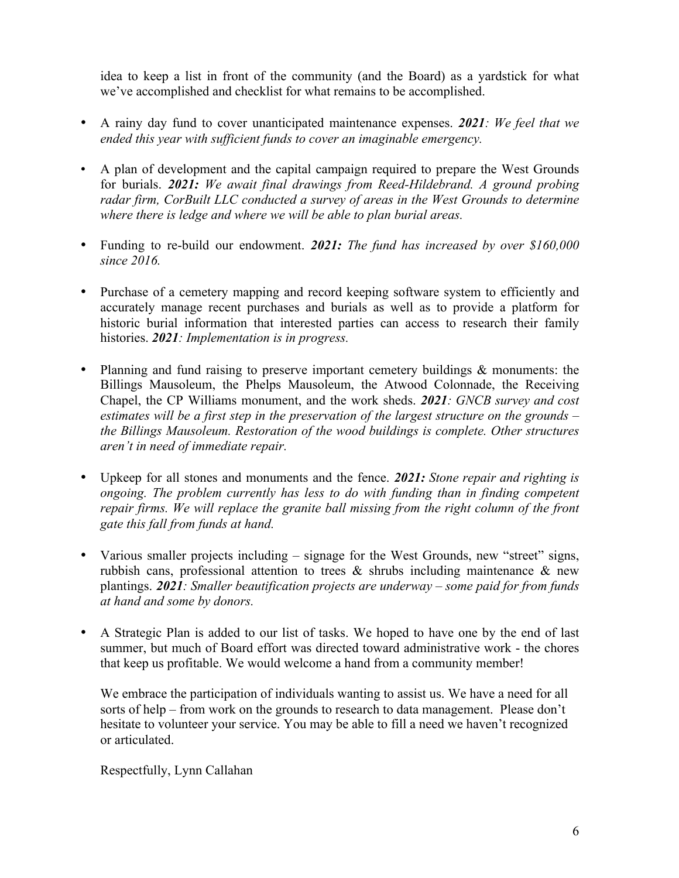idea to keep a list in front of the community (and the Board) as a yardstick for what we've accomplished and checklist for what remains to be accomplished.

- A rainy day fund to cover unanticipated maintenance expenses. ***2021****: We feel that we ended this year with sufficient funds to cover an imaginable emergency.*

- A plan of development and the capital campaign required to prepare the West Grounds for burials. ***2021:*** *We await final drawings from Reed-Hildebrand. A ground probing radar firm, CorBuilt LLC conducted a survey of areas in the West Grounds to determine where there is ledge and where we will be able to plan burial areas.*

- Funding to re-build our endowment. ***2021:*** *The fund has increased by over $160,000 since 2016.*

- Purchase of a cemetery mapping and record keeping software system to efficiently and accurately manage recent purchases and burials as well as to provide a platform for historic burial information that interested parties can access to research their family histories. ***2021****: Implementation is in progress.*

- Planning and fund raising to preserve important cemetery buildings & monuments: the Billings Mausoleum, the Phelps Mausoleum, the Atwood Colonnade, the Receiving Chapel, the CP Williams monument, and the work sheds. ***2021****: GNCB survey and cost estimates will be a first step in the preservation of the largest structure on the grounds – the Billings Mausoleum. Restoration of the wood buildings is complete. Other structures aren't in need of immediate repair.*

- Upkeep for all stones and monuments and the fence. ***2021:*** *Stone repair and righting is ongoing. The problem currently has less to do with funding than in finding competent repair firms. We will replace the granite ball missing from the right column of the front gate this fall from funds at hand.*

- Various smaller projects including – signage for the West Grounds, new "street" signs, rubbish cans, professional attention to trees & shrubs including maintenance & new plantings. ***2021****: Smaller beautification projects are underway – some paid for from funds at hand and some by donors.*

- A Strategic Plan is added to our list of tasks. We hoped to have one by the end of last summer, but much of Board effort was directed toward administrative work - the chores that keep us profitable. We would welcome a hand from a community member!

We embrace the participation of individuals wanting to assist us. We have a need for all sorts of help – from work on the grounds to research to data management. Please don't hesitate to volunteer your service. You may be able to fill a need we haven't recognized or articulated.

Respectfully, Lynn Callahan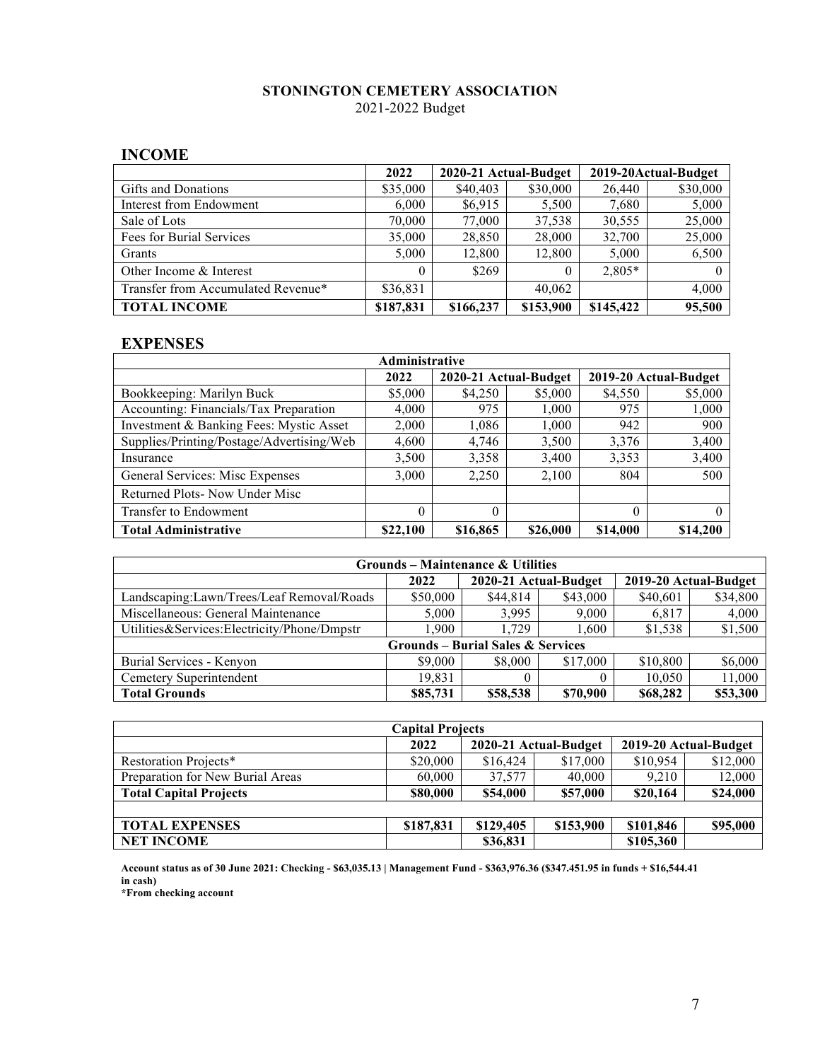**STONINGTON CEMETERY ASSOCIATION**

2021-2022 Budget

## INCOME

| | 2022 | 2020-21 Actual-Budget | | 2019-20Actual-Budget | |
|---|---|---|---|---|---|
| Gifts and Donations | $35,000 | $40,403 | $30,000 | 26,440 | $30,000 |
| Interest from Endowment | 6,000 | $6,915 | 5,500 | 7,680 | 5,000 |
| Sale of Lots | 70,000 | 77,000 | 37,538 | 30,555 | 25,000 |
| Fees for Burial Services | 35,000 | 28,850 | 28,000 | 32,700 | 25,000 |
| Grants | 5,000 | 12,800 | 12,800 | 5,000 | 6,500 |
| Other Income & Interest | 0 | $269 | 0 | 2,805* | 0 |
| Transfer from Accumulated Revenue* | $36,831 | | 40,062 | | 4,000 |
| **TOTAL INCOME** | **$187,831** | **$166,237** | **$153,900** | **$145,422** | **95,500** |

## EXPENSES

| Administrative | | | | | |
|---|---|---|---|---|---|
| | 2022 | 2020-21 Actual-Budget | | 2019-20 Actual-Budget | |
| Bookkeeping: Marilyn Buck | $5,000 | $4,250 | $5,000 | $4,550 | $5,000 |
| Accounting: Financials/Tax Preparation | 4,000 | 975 | 1,000 | 975 | 1,000 |
| Investment & Banking Fees: Mystic Asset | 2,000 | 1,086 | 1,000 | 942 | 900 |
| Supplies/Printing/Postage/Advertising/Web | 4,600 | 4,746 | 3,500 | 3,376 | 3,400 |
| Insurance | 3,500 | 3,358 | 3,400 | 3,353 | 3,400 |
| General Services: Misc Expenses | 3,000 | 2,250 | 2,100 | 804 | 500 |
| Returned Plots- Now Under Misc | | | | | |
| Transfer to Endowment | 0 | 0 | | 0 | 0 |
| **Total Administrative** | **$22,100** | **$16,865** | **$26,000** | **$14,000** | **$14,200** |

| Grounds – Maintenance & Utilities | | | | | |
|---|---|---|---|---|---|
| | 2022 | 2020-21 Actual-Budget | | 2019-20 Actual-Budget | |
| Landscaping:Lawn/Trees/Leaf Removal/Roads | $50,000 | $44,814 | $43,000 | $40,601 | $34,800 |
| Miscellaneous: General Maintenance | 5,000 | 3,995 | 9,000 | 6,817 | 4,000 |
| Utilities&Services:Electricity/Phone/Dmpstr | 1,900 | 1,729 | 1,600 | $1,538 | $1,500 |
| **Grounds – Burial Sales & Services** | | | | | |
| Burial Services - Kenyon | $9,000 | $8,000 | $17,000 | $10,800 | $6,000 |
| Cemetery Superintendent | 19,831 | 0 | 0 | 10,050 | 11,000 |
| **Total Grounds** | **$85,731** | **$58,538** | **$70,900** | **$68,282** | **$53,300** |

| Capital Projects | | | | | |
|---|---|---|---|---|---|
| | 2022 | 2020-21 Actual-Budget | | 2019-20 Actual-Budget | |
| Restoration Projects* | $20,000 | $16,424 | $17,000 | $10,954 | $12,000 |
| Preparation for New Burial Areas | 60,000 | 37,577 | 40,000 | 9,210 | 12,000 |
| **Total Capital Projects** | **$80,000** | **$54,000** | **$57,000** | **$20,164** | **$24,000** |
| | | | | | |
| **TOTAL EXPENSES** | **$187,831** | **$129,405** | **$153,900** | **$101,846** | **$95,000** |
| **NET INCOME** | | **$36,831** | | **$105,360** | |

**Account status as of 30 June 2021: Checking - $63,035.13 | Management Fund - $363,976.36 ($347.451.95 in funds + $16,544.41 in cash)**

**\*From checking account**